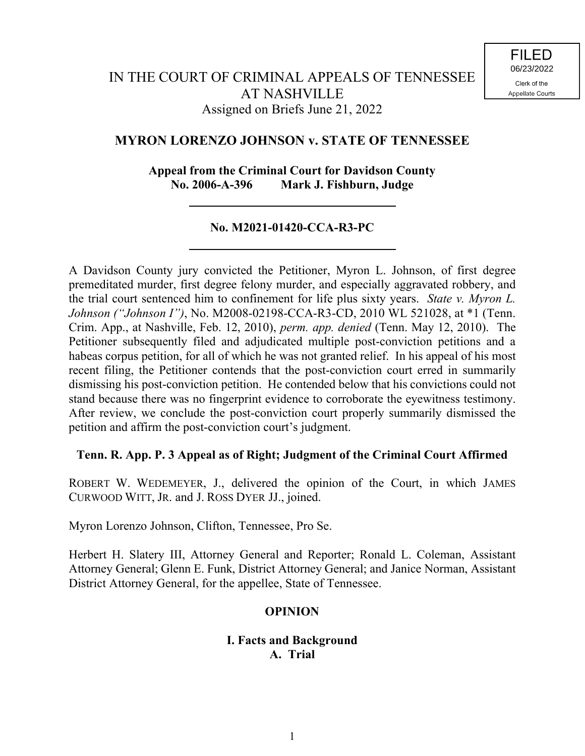FILED
06/23/2022
Clerk of the
Appellate Courts

# IN THE COURT OF CRIMINAL APPEALS OF TENNESSEE AT NASHVILLE

Assigned on Briefs June 21, 2022

## MYRON LORENZO JOHNSON v. STATE OF TENNESSEE

**Appeal from the Criminal Court for Davidson County**
**No. 2006-A-396 Mark J. Fishburn, Judge**

---

**No. M2021-01420-CCA-R3-PC**

---

A Davidson County jury convicted the Petitioner, Myron L. Johnson, of first degree premeditated murder, first degree felony murder, and especially aggravated robbery, and the trial court sentenced him to confinement for life plus sixty years. *State v. Myron L. Johnson ("Johnson I")*, No. M2008-02198-CCA-R3-CD, 2010 WL 521028, at *1 (Tenn. Crim. App., at Nashville, Feb. 12, 2010), *perm. app. denied* (Tenn. May 12, 2010). The Petitioner subsequently filed and adjudicated multiple post-conviction petitions and a habeas corpus petition, for all of which he was not granted relief. In his appeal of his most recent filing, the Petitioner contends that the post-conviction court erred in summarily dismissing his post-conviction petition. He contended below that his convictions could not stand because there was no fingerprint evidence to corroborate the eyewitness testimony. After review, we conclude the post-conviction court properly summarily dismissed the petition and affirm the post-conviction court's judgment.

**Tenn. R. App. P. 3 Appeal as of Right; Judgment of the Criminal Court Affirmed**

ROBERT W. WEDEMEYER, J., delivered the opinion of the Court, in which JAMES CURWOOD WITT, JR. and J. ROSS DYER JJ., joined.

Myron Lorenzo Johnson, Clifton, Tennessee, Pro Se.

Herbert H. Slatery III, Attorney General and Reporter; Ronald L. Coleman, Assistant Attorney General; Glenn E. Funk, District Attorney General; and Janice Norman, Assistant District Attorney General, for the appellee, State of Tennessee.

## OPINION

### I. Facts and Background

#### A. Trial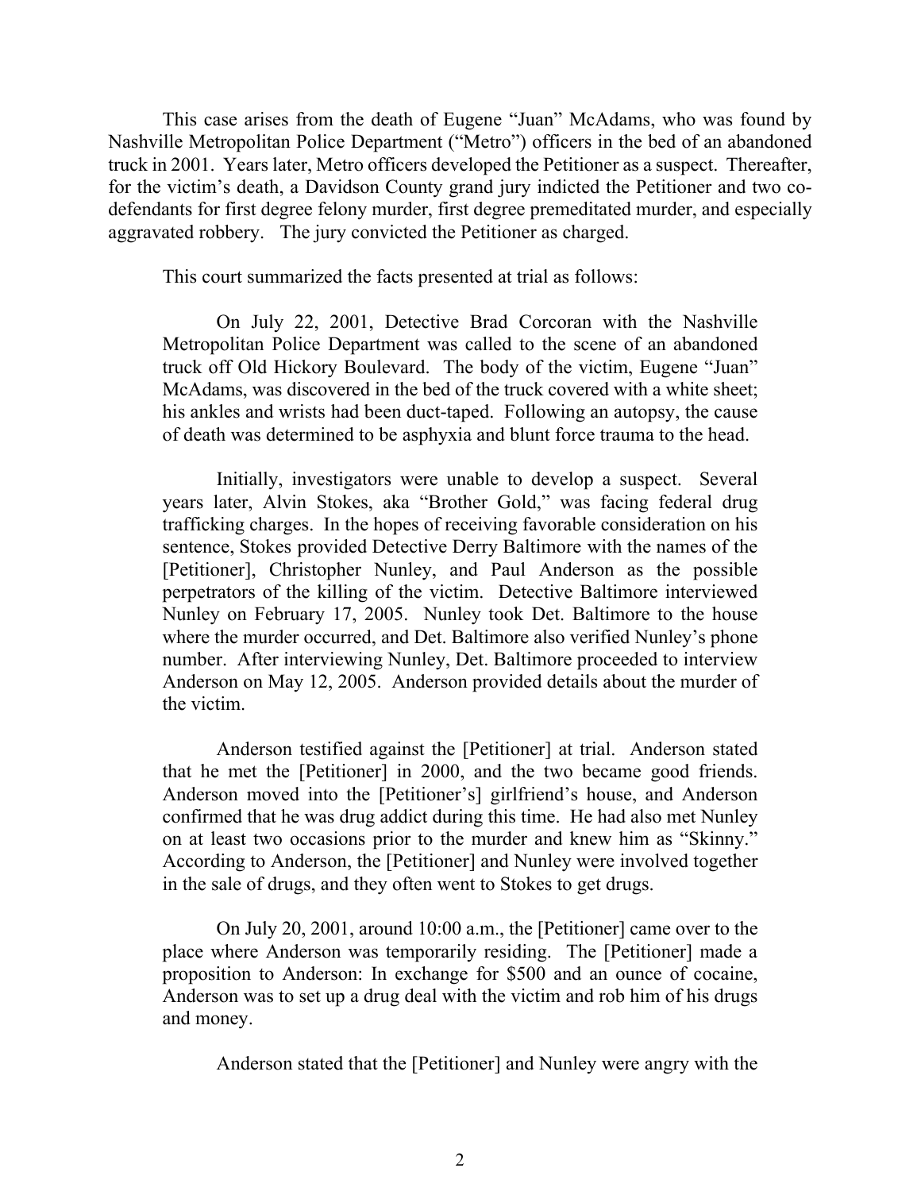This case arises from the death of Eugene "Juan" McAdams, who was found by Nashville Metropolitan Police Department ("Metro") officers in the bed of an abandoned truck in 2001. Years later, Metro officers developed the Petitioner as a suspect. Thereafter, for the victim's death, a Davidson County grand jury indicted the Petitioner and two co-defendants for first degree felony murder, first degree premeditated murder, and especially aggravated robbery. The jury convicted the Petitioner as charged.

This court summarized the facts presented at trial as follows:

> On July 22, 2001, Detective Brad Corcoran with the Nashville Metropolitan Police Department was called to the scene of an abandoned truck off Old Hickory Boulevard. The body of the victim, Eugene "Juan" McAdams, was discovered in the bed of the truck covered with a white sheet; his ankles and wrists had been duct-taped. Following an autopsy, the cause of death was determined to be asphyxia and blunt force trauma to the head.
>
> Initially, investigators were unable to develop a suspect. Several years later, Alvin Stokes, aka "Brother Gold," was facing federal drug trafficking charges. In the hopes of receiving favorable consideration on his sentence, Stokes provided Detective Derry Baltimore with the names of the [Petitioner], Christopher Nunley, and Paul Anderson as the possible perpetrators of the killing of the victim. Detective Baltimore interviewed Nunley on February 17, 2005. Nunley took Det. Baltimore to the house where the murder occurred, and Det. Baltimore also verified Nunley's phone number. After interviewing Nunley, Det. Baltimore proceeded to interview Anderson on May 12, 2005. Anderson provided details about the murder of the victim.
>
> Anderson testified against the [Petitioner] at trial. Anderson stated that he met the [Petitioner] in 2000, and the two became good friends. Anderson moved into the [Petitioner's] girlfriend's house, and Anderson confirmed that he was drug addict during this time. He had also met Nunley on at least two occasions prior to the murder and knew him as "Skinny." According to Anderson, the [Petitioner] and Nunley were involved together in the sale of drugs, and they often went to Stokes to get drugs.
>
> On July 20, 2001, around 10:00 a.m., the [Petitioner] came over to the place where Anderson was temporarily residing. The [Petitioner] made a proposition to Anderson: In exchange for $500 and an ounce of cocaine, Anderson was to set up a drug deal with the victim and rob him of his drugs and money.
>
> Anderson stated that the [Petitioner] and Nunley were angry with the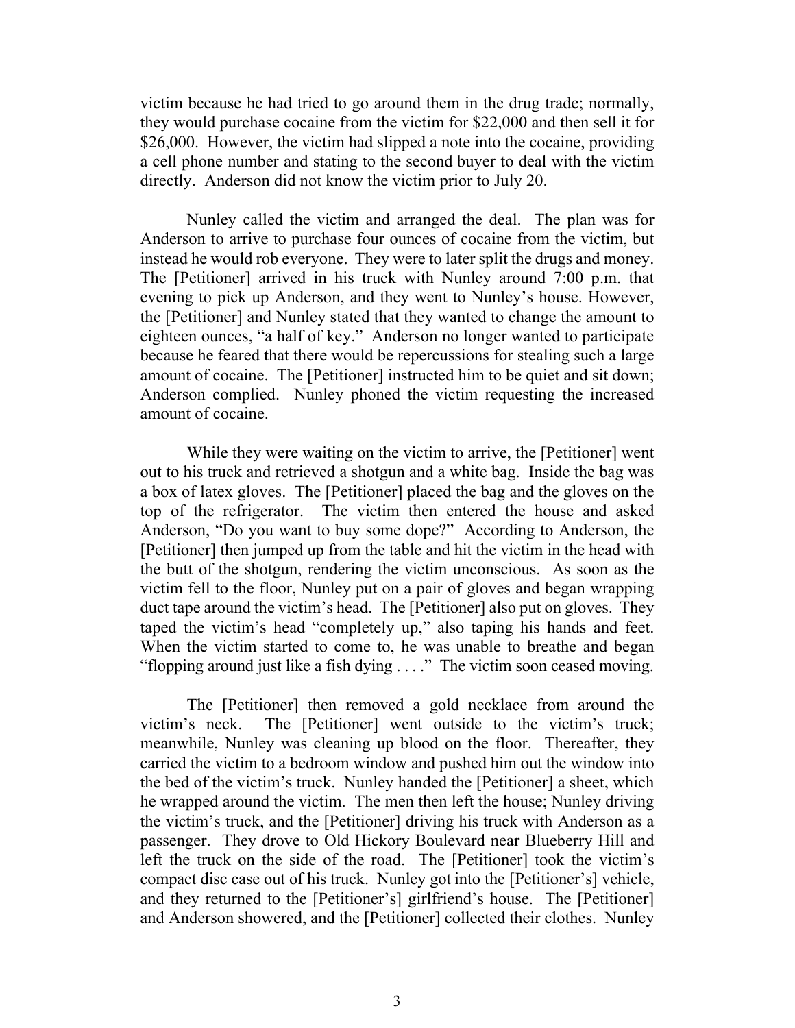victim because he had tried to go around them in the drug trade; normally, they would purchase cocaine from the victim for $22,000 and then sell it for $26,000. However, the victim had slipped a note into the cocaine, providing a cell phone number and stating to the second buyer to deal with the victim directly. Anderson did not know the victim prior to July 20.

Nunley called the victim and arranged the deal. The plan was for Anderson to arrive to purchase four ounces of cocaine from the victim, but instead he would rob everyone. They were to later split the drugs and money. The [Petitioner] arrived in his truck with Nunley around 7:00 p.m. that evening to pick up Anderson, and they went to Nunley's house. However, the [Petitioner] and Nunley stated that they wanted to change the amount to eighteen ounces, "a half of key." Anderson no longer wanted to participate because he feared that there would be repercussions for stealing such a large amount of cocaine. The [Petitioner] instructed him to be quiet and sit down; Anderson complied. Nunley phoned the victim requesting the increased amount of cocaine.

While they were waiting on the victim to arrive, the [Petitioner] went out to his truck and retrieved a shotgun and a white bag. Inside the bag was a box of latex gloves. The [Petitioner] placed the bag and the gloves on the top of the refrigerator. The victim then entered the house and asked Anderson, "Do you want to buy some dope?" According to Anderson, the [Petitioner] then jumped up from the table and hit the victim in the head with the butt of the shotgun, rendering the victim unconscious. As soon as the victim fell to the floor, Nunley put on a pair of gloves and began wrapping duct tape around the victim's head. The [Petitioner] also put on gloves. They taped the victim's head "completely up," also taping his hands and feet. When the victim started to come to, he was unable to breathe and began "flopping around just like a fish dying . . . ." The victim soon ceased moving.

The [Petitioner] then removed a gold necklace from around the victim's neck. The [Petitioner] went outside to the victim's truck; meanwhile, Nunley was cleaning up blood on the floor. Thereafter, they carried the victim to a bedroom window and pushed him out the window into the bed of the victim's truck. Nunley handed the [Petitioner] a sheet, which he wrapped around the victim. The men then left the house; Nunley driving the victim's truck, and the [Petitioner] driving his truck with Anderson as a passenger. They drove to Old Hickory Boulevard near Blueberry Hill and left the truck on the side of the road. The [Petitioner] took the victim's compact disc case out of his truck. Nunley got into the [Petitioner's] vehicle, and they returned to the [Petitioner's] girlfriend's house. The [Petitioner] and Anderson showered, and the [Petitioner] collected their clothes. Nunley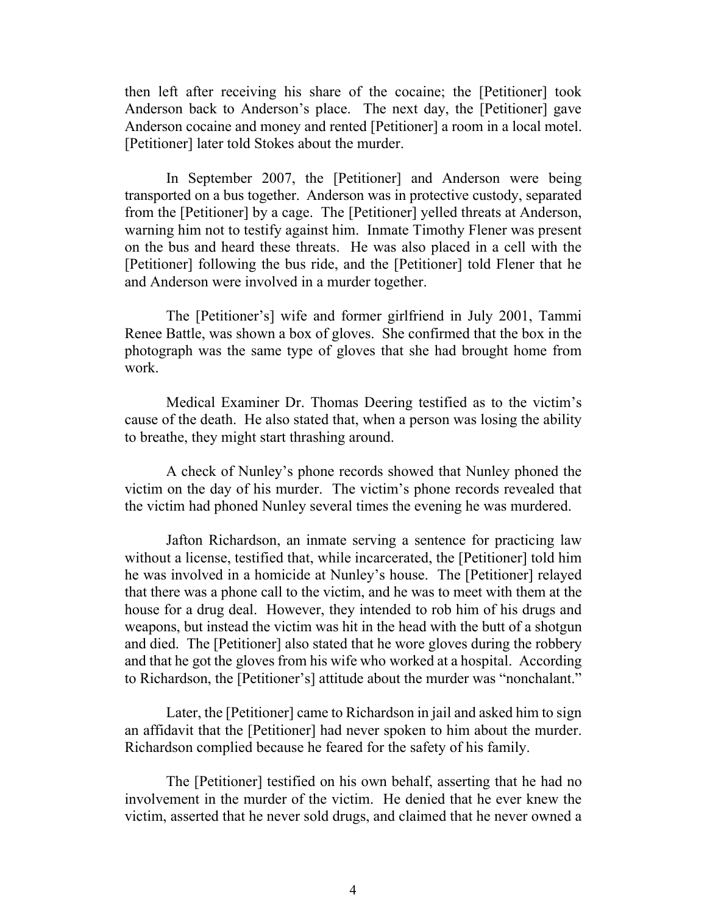then left after receiving his share of the cocaine; the [Petitioner] took Anderson back to Anderson's place. The next day, the [Petitioner] gave Anderson cocaine and money and rented [Petitioner] a room in a local motel. [Petitioner] later told Stokes about the murder.

In September 2007, the [Petitioner] and Anderson were being transported on a bus together. Anderson was in protective custody, separated from the [Petitioner] by a cage. The [Petitioner] yelled threats at Anderson, warning him not to testify against him. Inmate Timothy Flener was present on the bus and heard these threats. He was also placed in a cell with the [Petitioner] following the bus ride, and the [Petitioner] told Flener that he and Anderson were involved in a murder together.

The [Petitioner's] wife and former girlfriend in July 2001, Tammi Renee Battle, was shown a box of gloves. She confirmed that the box in the photograph was the same type of gloves that she had brought home from work.

Medical Examiner Dr. Thomas Deering testified as to the victim's cause of the death. He also stated that, when a person was losing the ability to breathe, they might start thrashing around.

A check of Nunley's phone records showed that Nunley phoned the victim on the day of his murder. The victim's phone records revealed that the victim had phoned Nunley several times the evening he was murdered.

Jafton Richardson, an inmate serving a sentence for practicing law without a license, testified that, while incarcerated, the [Petitioner] told him he was involved in a homicide at Nunley's house. The [Petitioner] relayed that there was a phone call to the victim, and he was to meet with them at the house for a drug deal. However, they intended to rob him of his drugs and weapons, but instead the victim was hit in the head with the butt of a shotgun and died. The [Petitioner] also stated that he wore gloves during the robbery and that he got the gloves from his wife who worked at a hospital. According to Richardson, the [Petitioner's] attitude about the murder was "nonchalant."

Later, the [Petitioner] came to Richardson in jail and asked him to sign an affidavit that the [Petitioner] had never spoken to him about the murder. Richardson complied because he feared for the safety of his family.

The [Petitioner] testified on his own behalf, asserting that he had no involvement in the murder of the victim. He denied that he ever knew the victim, asserted that he never sold drugs, and claimed that he never owned a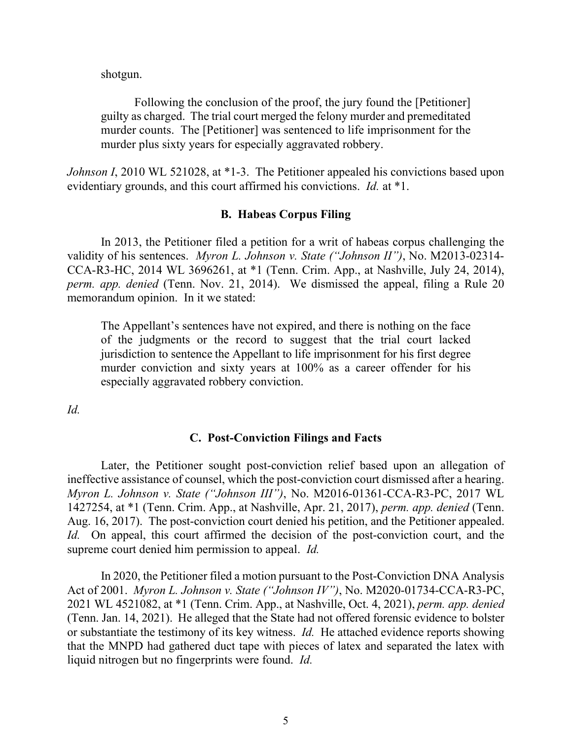shotgun.

> Following the conclusion of the proof, the jury found the [Petitioner] guilty as charged. The trial court merged the felony murder and premeditated murder counts. The [Petitioner] was sentenced to life imprisonment for the murder plus sixty years for especially aggravated robbery.

*Johnson I*, 2010 WL 521028, at \*1-3. The Petitioner appealed his convictions based upon evidentiary grounds, and this court affirmed his convictions. *Id.* at \*1.

### B. Habeas Corpus Filing

In 2013, the Petitioner filed a petition for a writ of habeas corpus challenging the validity of his sentences. *Myron L. Johnson v. State ("Johnson II")*, No. M2013-02314-CCA-R3-HC, 2014 WL 3696261, at \*1 (Tenn. Crim. App., at Nashville, July 24, 2014), *perm. app. denied* (Tenn. Nov. 21, 2014). We dismissed the appeal, filing a Rule 20 memorandum opinion. In it we stated:

> The Appellant's sentences have not expired, and there is nothing on the face of the judgments or the record to suggest that the trial court lacked jurisdiction to sentence the Appellant to life imprisonment for his first degree murder conviction and sixty years at 100% as a career offender for his especially aggravated robbery conviction.

*Id.*

### C. Post-Conviction Filings and Facts

Later, the Petitioner sought post-conviction relief based upon an allegation of ineffective assistance of counsel, which the post-conviction court dismissed after a hearing. *Myron L. Johnson v. State ("Johnson III")*, No. M2016-01361-CCA-R3-PC, 2017 WL 1427254, at \*1 (Tenn. Crim. App., at Nashville, Apr. 21, 2017), *perm. app. denied* (Tenn. Aug. 16, 2017). The post-conviction court denied his petition, and the Petitioner appealed. *Id.* On appeal, this court affirmed the decision of the post-conviction court, and the supreme court denied him permission to appeal. *Id.*

In 2020, the Petitioner filed a motion pursuant to the Post-Conviction DNA Analysis Act of 2001. *Myron L. Johnson v. State ("Johnson IV")*, No. M2020-01734-CCA-R3-PC, 2021 WL 4521082, at \*1 (Tenn. Crim. App., at Nashville, Oct. 4, 2021), *perm. app. denied* (Tenn. Jan. 14, 2021). He alleged that the State had not offered forensic evidence to bolster or substantiate the testimony of its key witness. *Id.* He attached evidence reports showing that the MNPD had gathered duct tape with pieces of latex and separated the latex with liquid nitrogen but no fingerprints were found. *Id.*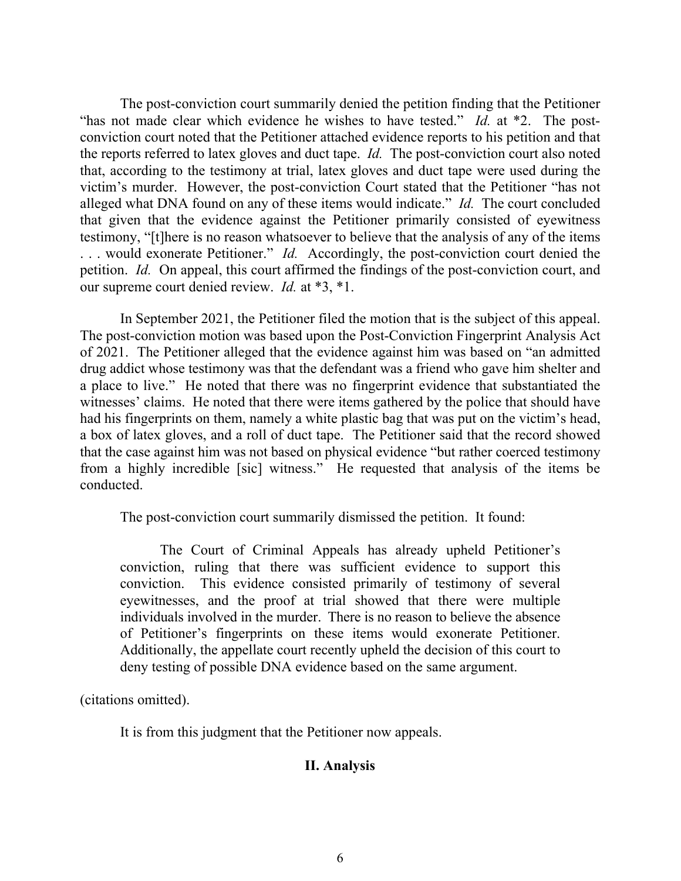The post-conviction court summarily denied the petition finding that the Petitioner "has not made clear which evidence he wishes to have tested." *Id.* at \*2. The post-conviction court noted that the Petitioner attached evidence reports to his petition and that the reports referred to latex gloves and duct tape. *Id.* The post-conviction court also noted that, according to the testimony at trial, latex gloves and duct tape were used during the victim's murder. However, the post-conviction Court stated that the Petitioner "has not alleged what DNA found on any of these items would indicate." *Id.* The court concluded that given that the evidence against the Petitioner primarily consisted of eyewitness testimony, "[t]here is no reason whatsoever to believe that the analysis of any of the items . . . would exonerate Petitioner." *Id.* Accordingly, the post-conviction court denied the petition. *Id.* On appeal, this court affirmed the findings of the post-conviction court, and our supreme court denied review. *Id.* at \*3, \*1.

In September 2021, the Petitioner filed the motion that is the subject of this appeal. The post-conviction motion was based upon the Post-Conviction Fingerprint Analysis Act of 2021. The Petitioner alleged that the evidence against him was based on "an admitted drug addict whose testimony was that the defendant was a friend who gave him shelter and a place to live." He noted that there was no fingerprint evidence that substantiated the witnesses' claims. He noted that there were items gathered by the police that should have had his fingerprints on them, namely a white plastic bag that was put on the victim's head, a box of latex gloves, and a roll of duct tape. The Petitioner said that the record showed that the case against him was not based on physical evidence "but rather coerced testimony from a highly incredible [sic] witness." He requested that analysis of the items be conducted.

The post-conviction court summarily dismissed the petition. It found:

> The Court of Criminal Appeals has already upheld Petitioner's conviction, ruling that there was sufficient evidence to support this conviction. This evidence consisted primarily of testimony of several eyewitnesses, and the proof at trial showed that there were multiple individuals involved in the murder. There is no reason to believe the absence of Petitioner's fingerprints on these items would exonerate Petitioner. Additionally, the appellate court recently upheld the decision of this court to deny testing of possible DNA evidence based on the same argument.

(citations omitted).

It is from this judgment that the Petitioner now appeals.

## II. Analysis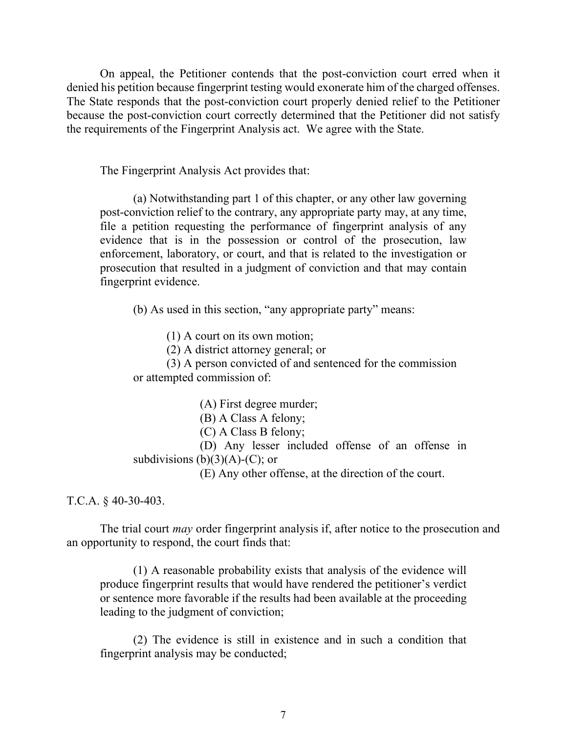On appeal, the Petitioner contends that the post-conviction court erred when it denied his petition because fingerprint testing would exonerate him of the charged offenses. The State responds that the post-conviction court properly denied relief to the Petitioner because the post-conviction court correctly determined that the Petitioner did not satisfy the requirements of the Fingerprint Analysis act. We agree with the State.

The Fingerprint Analysis Act provides that:

> (a) Notwithstanding part 1 of this chapter, or any other law governing post-conviction relief to the contrary, any appropriate party may, at any time, file a petition requesting the performance of fingerprint analysis of any evidence that is in the possession or control of the prosecution, law enforcement, laboratory, or court, and that is related to the investigation or prosecution that resulted in a judgment of conviction and that may contain fingerprint evidence.
>
> (b) As used in this section, "any appropriate party" means:
>
> (1) A court on its own motion;
> (2) A district attorney general; or
> (3) A person convicted of and sentenced for the commission or attempted commission of:
>
> (A) First degree murder;
> (B) A Class A felony;
> (C) A Class B felony;
> (D) Any lesser included offense of an offense in subdivisions (b)(3)(A)-(C); or
> (E) Any other offense, at the direction of the court.

T.C.A. § 40-30-403.

The trial court *may* order fingerprint analysis if, after notice to the prosecution and an opportunity to respond, the court finds that:

> (1) A reasonable probability exists that analysis of the evidence will produce fingerprint results that would have rendered the petitioner's verdict or sentence more favorable if the results had been available at the proceeding leading to the judgment of conviction;
>
> (2) The evidence is still in existence and in such a condition that fingerprint analysis may be conducted;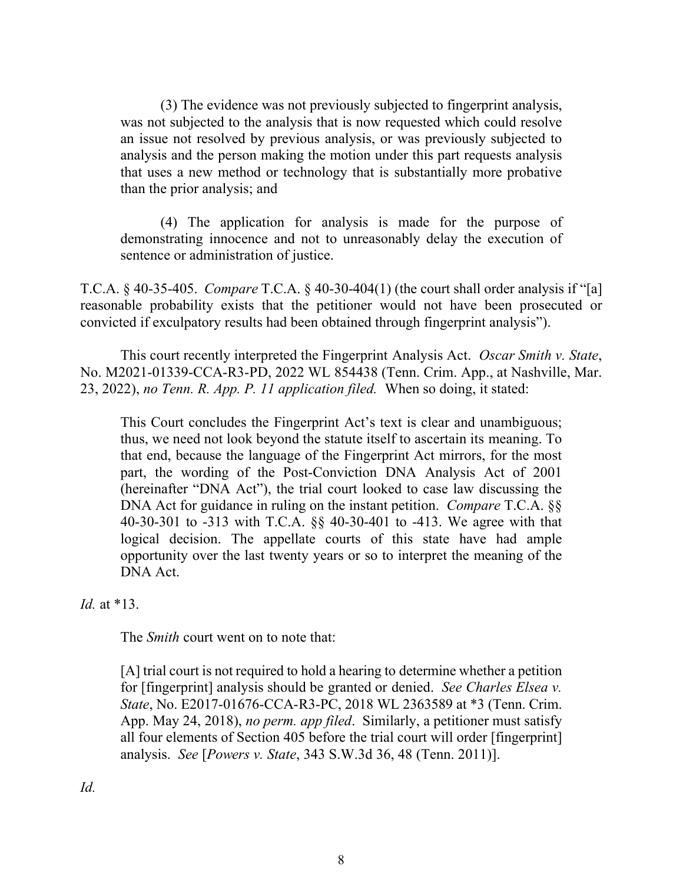> (3) The evidence was not previously subjected to fingerprint analysis, was not subjected to the analysis that is now requested which could resolve an issue not resolved by previous analysis, or was previously subjected to analysis and the person making the motion under this part requests analysis that uses a new method or technology that is substantially more probative than the prior analysis; and
>
> (4) The application for analysis is made for the purpose of demonstrating innocence and not to unreasonably delay the execution of sentence or administration of justice.

T.C.A. § 40-35-405. *Compare* T.C.A. § 40-30-404(1) (the court shall order analysis if "[a] reasonable probability exists that the petitioner would not have been prosecuted or convicted if exculpatory results had been obtained through fingerprint analysis").

This court recently interpreted the Fingerprint Analysis Act. *Oscar Smith v. State*, No. M2021-01339-CCA-R3-PD, 2022 WL 854438 (Tenn. Crim. App., at Nashville, Mar. 23, 2022), *no Tenn. R. App. P. 11 application filed.* When so doing, it stated:

> This Court concludes the Fingerprint Act's text is clear and unambiguous; thus, we need not look beyond the statute itself to ascertain its meaning. To that end, because the language of the Fingerprint Act mirrors, for the most part, the wording of the Post-Conviction DNA Analysis Act of 2001 (hereinafter "DNA Act"), the trial court looked to case law discussing the DNA Act for guidance in ruling on the instant petition. *Compare* T.C.A. §§ 40-30-301 to -313 with T.C.A. §§ 40-30-401 to -413. We agree with that logical decision. The appellate courts of this state have had ample opportunity over the last twenty years or so to interpret the meaning of the DNA Act.

*Id.* at *13.

The *Smith* court went on to note that:

> [A] trial court is not required to hold a hearing to determine whether a petition for [fingerprint] analysis should be granted or denied. *See Charles Elsea v. State*, No. E2017-01676-CCA-R3-PC, 2018 WL 2363589 at *3 (Tenn. Crim. App. May 24, 2018), *no perm. app filed*. Similarly, a petitioner must satisfy all four elements of Section 405 before the trial court will order [fingerprint] analysis. *See* [*Powers v. State*, 343 S.W.3d 36, 48 (Tenn. 2011)].

*Id.*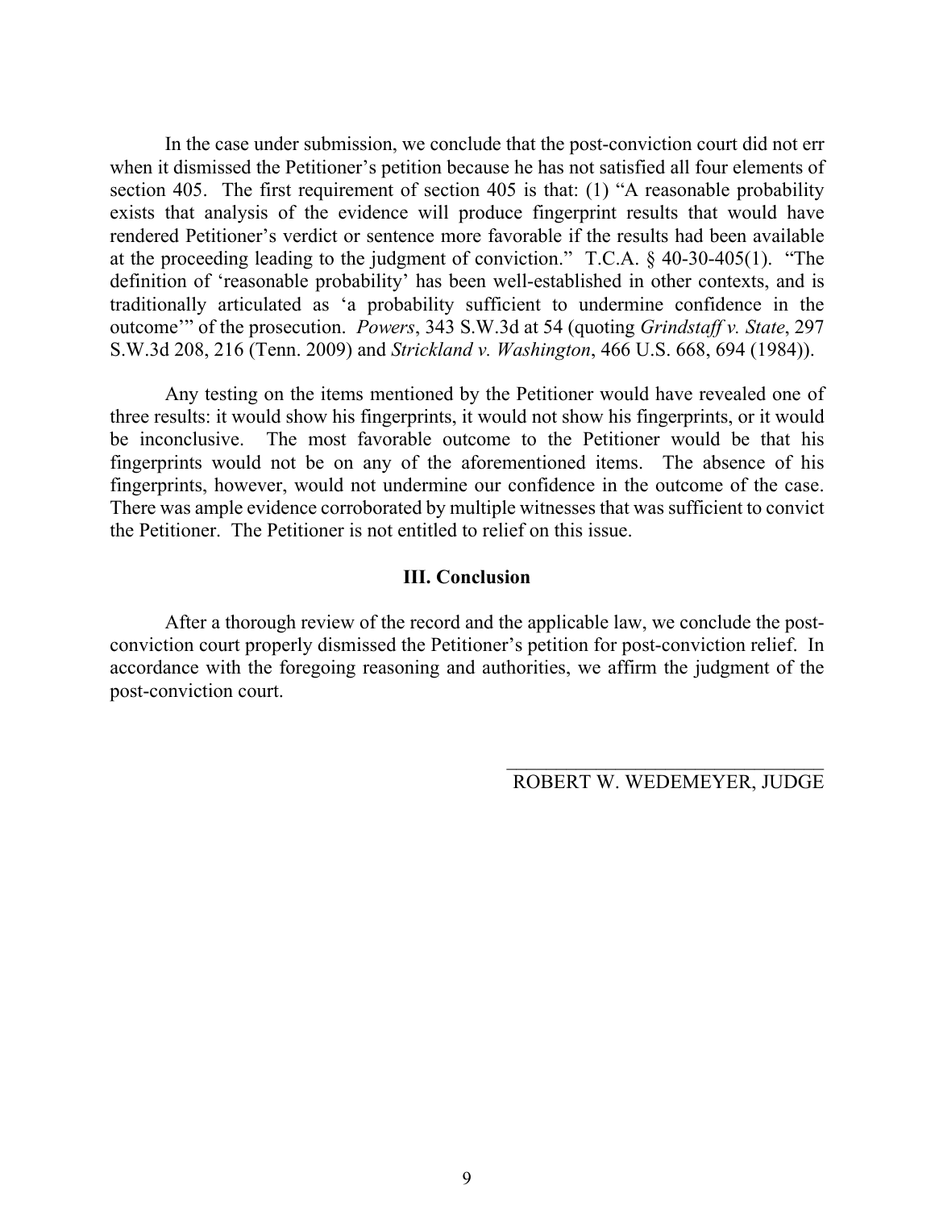In the case under submission, we conclude that the post-conviction court did not err when it dismissed the Petitioner's petition because he has not satisfied all four elements of section 405. The first requirement of section 405 is that: (1) "A reasonable probability exists that analysis of the evidence will produce fingerprint results that would have rendered Petitioner's verdict or sentence more favorable if the results had been available at the proceeding leading to the judgment of conviction." T.C.A. § 40-30-405(1). "The definition of 'reasonable probability' has been well-established in other contexts, and is traditionally articulated as 'a probability sufficient to undermine confidence in the outcome'" of the prosecution. *Powers*, 343 S.W.3d at 54 (quoting *Grindstaff v. State*, 297 S.W.3d 208, 216 (Tenn. 2009) and *Strickland v. Washington*, 466 U.S. 668, 694 (1984)).

Any testing on the items mentioned by the Petitioner would have revealed one of three results: it would show his fingerprints, it would not show his fingerprints, or it would be inconclusive. The most favorable outcome to the Petitioner would be that his fingerprints would not be on any of the aforementioned items. The absence of his fingerprints, however, would not undermine our confidence in the outcome of the case. There was ample evidence corroborated by multiple witnesses that was sufficient to convict the Petitioner. The Petitioner is not entitled to relief on this issue.

## III. Conclusion

After a thorough review of the record and the applicable law, we conclude the post-conviction court properly dismissed the Petitioner's petition for post-conviction relief. In accordance with the foregoing reasoning and authorities, we affirm the judgment of the post-conviction court.

\_\_\_\_\_\_\_\_\_\_\_\_\_\_\_\_\_\_\_\_\_\_\_\_\_\_\_\_\_\_\_\_\_\_

ROBERT W. WEDEMEYER, JUDGE